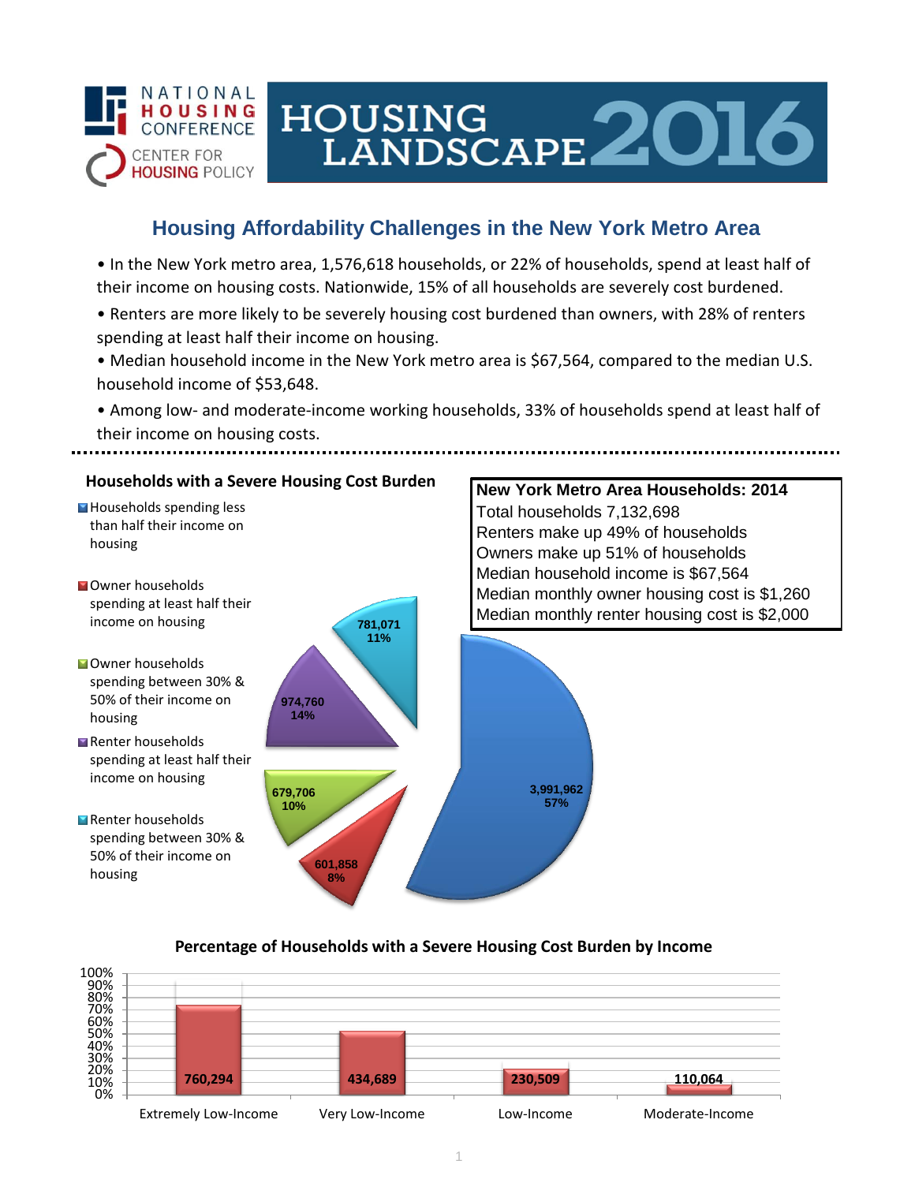NATIONAL HOUSING CONFERENCE

CENTER FOR HOUSING POLICY

# HOUSING LANDSCAPE 2016

## Housing Affordability Challenges in the New York Metro Area

- In the New York metro area, 1,576,618 households, or 22% of households, spend at least half of their income on housing costs. Nationwide, 15% of all households are severely cost burdened.
- Renters are more likely to be severely housing cost burdened than owners, with 28% of renters spending at least half their income on housing.
- Median household income in the New York metro area is $67,564, compared to the median U.S. household income of $53,648.
- Among low- and moderate-income working households, 33% of households spend at least half of their income on housing costs.

### Households with a Severe Housing Cost Burden

| Category | Households | Percent |
| --- | --- | --- |
| Households spending less than half their income on housing | 3,991,962 | 57% |
| Owner households spending at least half their income on housing | 601,858 | 8% |
| Owner households spending between 30% & 50% of their income on housing | 679,706 | 10% |
| Renter households spending at least half their income on housing | 974,760 | 14% |
| Renter households spending between 30% & 50% of their income on housing | 781,071 | 11% |

### New York Metro Area Households: 2014

Total households 7,132,698
Renters make up 49% of households
Owners make up 51% of households
Median household income is $67,564
Median monthly owner housing cost is $1,260
Median monthly renter housing cost is $2,000

### Percentage of Households with a Severe Housing Cost Burden by Income

| Income Level | Households |
| --- | --- |
| Extremely Low-Income | 760,294 |
| Very Low-Income | 434,689 |
| Low-Income | 230,509 |
| Moderate-Income | 110,064 |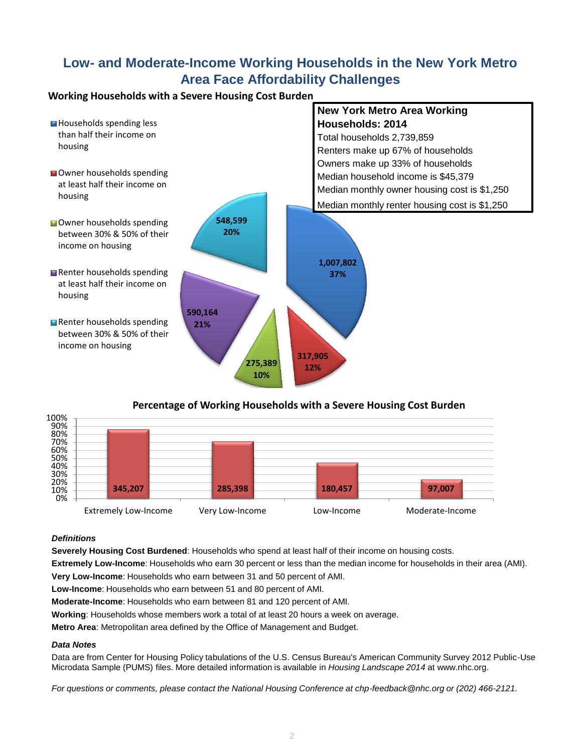# Low- and Moderate-Income Working Households in the New York Metro Area Face Affordability Challenges

## Working Households with a Severe Housing Cost Burden

Households spending less than half their income on housing

Owner households spending at least half their income on housing

Owner households spending between 30% & 50% of their income on housing

Renter households spending at least half their income on housing

Renter households spending between 30% & 50% of their income on housing

548,599
20%

1,007,802
37%

590,164
21%

275,389
10%

317,905
12%

**New York Metro Area Working Households: 2014**
Total households 2,739,859
Renters make up 67% of households
Owners make up 33% of households
Median household income is $45,379
Median monthly owner housing cost is $1,250
Median monthly renter housing cost is $1,250

## Percentage of Working Households with a Severe Housing Cost Burden

100%
90%
80%
70%
60%
50%
40%
30%
20%
10%
0%

345,207
285,398
180,457
97,007

Extremely Low-Income
Very Low-Income
Low-Income
Moderate-Income

***Definitions***

**Severely Housing Cost Burdened**: Households who spend at least half of their income on housing costs.

**Extremely Low-Income**: Households who earn 30 percent or less than the median income for households in their area (AMI).

**Very Low-Income**: Households who earn between 31 and 50 percent of AMI.

**Low-Income**: Households who earn between 51 and 80 percent of AMI.

**Moderate-Income**: Households who earn between 81 and 120 percent of AMI.

**Working**: Households whose members work a total of at least 20 hours a week on average.

**Metro Area**: Metropolitan area defined by the Office of Management and Budget.

***Data Notes***

Data are from Center for Housing Policy tabulations of the U.S. Census Bureau's American Community Survey 2012 Public-Use Microdata Sample (PUMS) files. More detailed information is available in *Housing Landscape 2014* at www.nhc.org.

*For questions or comments, please contact the National Housing Conference at chp-feedback@nhc.org or (202) 466-2121.*